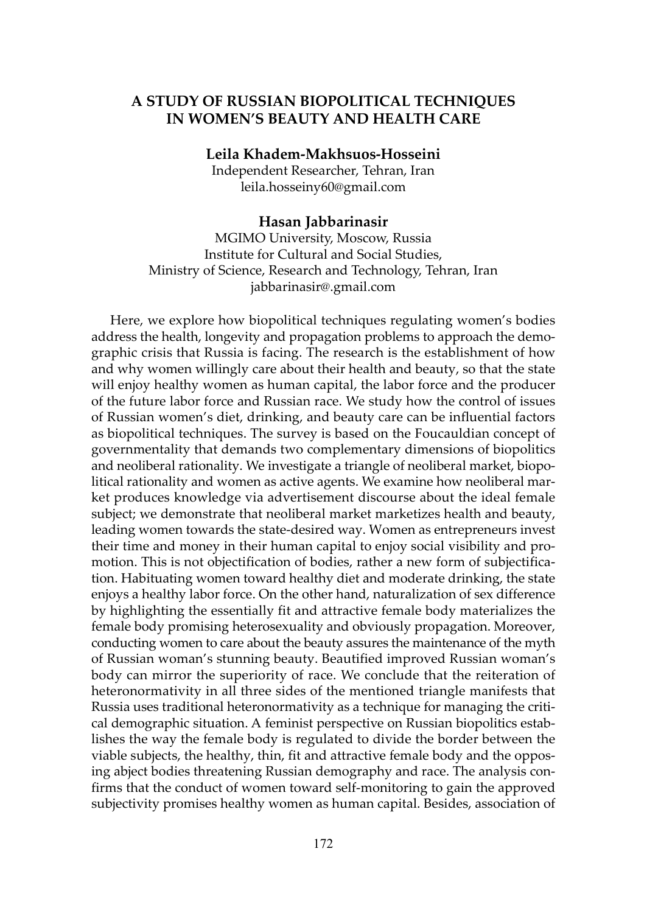# A STUDY OF RUSSIAN BIOPOLITICAL TECHNIQUES IN WOMEN'S BEAUTY AND HEALTH CARE

**Leila Khadem-Makhsuos-Hosseini**

Independent Researcher, Tehran, Iran

leila.hosseiny60@gmail.com

**Hasan Jabbarinasir**

MGIMO University, Moscow, Russia

Institute for Cultural and Social Studies,

Ministry of Science, Research and Technology, Tehran, Iran

jabbarinasir@.gmail.com

Here, we explore how biopolitical techniques regulating women's bodies address the health, longevity and propagation problems to approach the demographic crisis that Russia is facing. The research is the establishment of how and why women willingly care about their health and beauty, so that the state will enjoy healthy women as human capital, the labor force and the producer of the future labor force and Russian race. We study how the control of issues of Russian women's diet, drinking, and beauty care can be influential factors as biopolitical techniques. The survey is based on the Foucauldian concept of governmentality that demands two complementary dimensions of biopolitics and neoliberal rationality. We investigate a triangle of neoliberal market, biopolitical rationality and women as active agents. We examine how neoliberal market produces knowledge via advertisement discourse about the ideal female subject; we demonstrate that neoliberal market marketizes health and beauty, leading women towards the state-desired way. Women as entrepreneurs invest their time and money in their human capital to enjoy social visibility and promotion. This is not objectification of bodies, rather a new form of subjectification. Habituating women toward healthy diet and moderate drinking, the state enjoys a healthy labor force. On the other hand, naturalization of sex difference by highlighting the essentially fit and attractive female body materializes the female body promising heterosexuality and obviously propagation. Moreover, conducting women to care about the beauty assures the maintenance of the myth of Russian woman's stunning beauty. Beautified improved Russian woman's body can mirror the superiority of race. We conclude that the reiteration of heteronormativity in all three sides of the mentioned triangle manifests that Russia uses traditional heteronormativity as a technique for managing the critical demographic situation. A feminist perspective on Russian biopolitics establishes the way the female body is regulated to divide the border between the viable subjects, the healthy, thin, fit and attractive female body and the opposing abject bodies threatening Russian demography and race. The analysis confirms that the conduct of women toward self-monitoring to gain the approved subjectivity promises healthy women as human capital. Besides, association of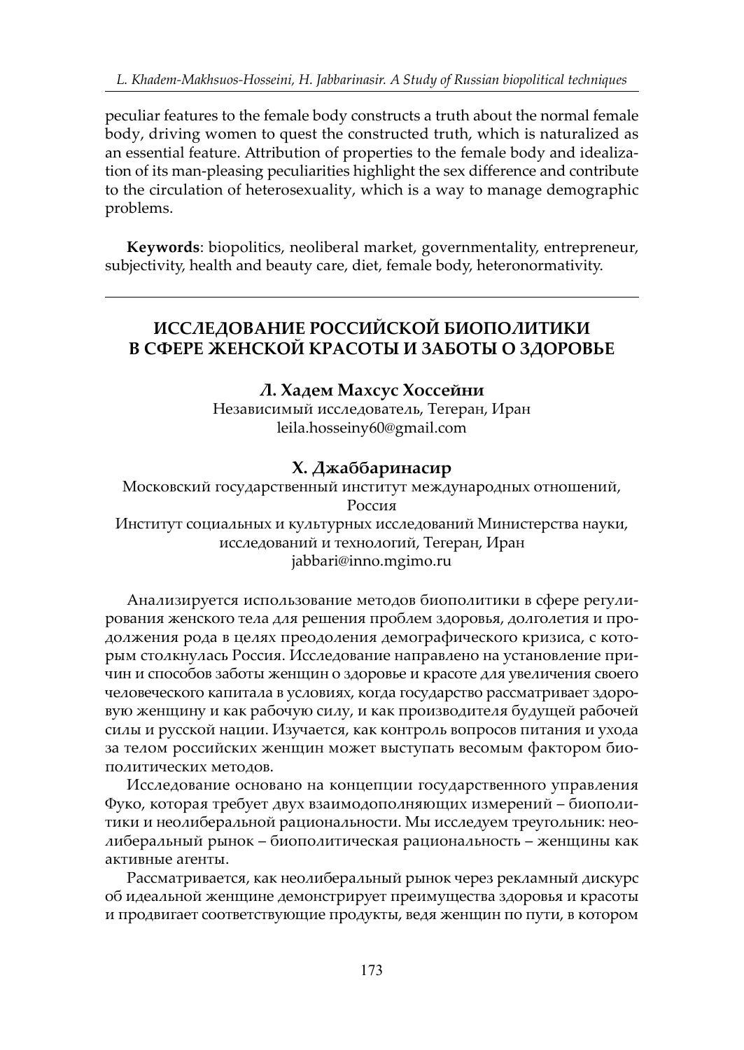peculiar features to the female body constructs a truth about the normal female body, driving women to quest the constructed truth, which is naturalized as an essential feature. Attribution of properties to the female body and idealization of its man-pleasing peculiarities highlight the sex difference and contribute to the circulation of heterosexuality, which is a way to manage demographic problems.

**Keywords**: biopolitics, neoliberal market, governmentality, entrepreneur, subjectivity, health and beauty care, diet, female body, heteronormativity.

---

## ИССЛЕДОВАНИЕ РОССИЙСКОЙ БИОПОЛИТИКИ В СФЕРЕ ЖЕНСКОЙ КРАСОТЫ И ЗАБОТЫ О ЗДОРОВЬЕ

**Л. Хадем Махсус Хоссейни**
Независимый исследователь, Тегеран, Иран
leila.hosseiny60@gmail.com

**Х. Джаббаринасир**
Московский государственный институт международных отношений, Россия
Институт социальных и культурных исследований Министерства науки, исследований и технологий, Тегеран, Иран
jabbari@inno.mgimo.ru

Анализируется использование методов биополитики в сфере регулирования женского тела для решения проблем здоровья, долголетия и продолжения рода в целях преодоления демографического кризиса, с которым столкнулась Россия. Исследование направлено на установление причин и способов заботы женщин о здоровье и красоте для увеличения своего человеческого капитала в условиях, когда государство рассматривает здоровую женщину и как рабочую силу, и как производителя будущей рабочей силы и русской нации. Изучается, как контроль вопросов питания и ухода за телом российских женщин может выступать весомым фактором биополитических методов.

Исследование основано на концепции государственного управления Фуко, которая требует двух взаимодополняющих измерений – биополитики и неолиберальной рациональности. Мы исследуем треугольник: неолиберальный рынок – биополитическая рациональность – женщины как активные агенты.

Рассматривается, как неолиберальный рынок через рекламный дискурс об идеальной женщине демонстрирует преимущества здоровья и красоты и продвигает соответствующие продукты, ведя женщин по пути, в котором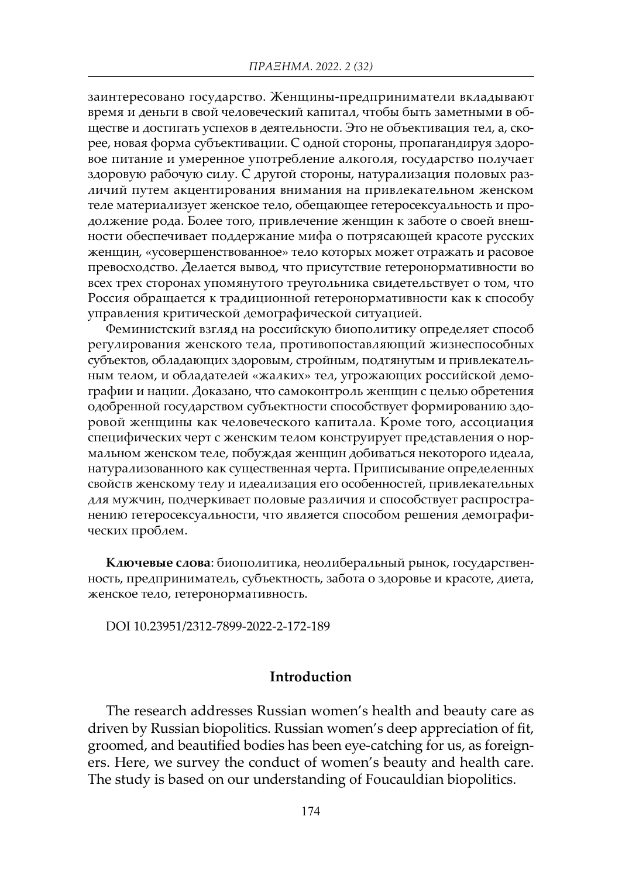заинтересовано государство. Женщины-предприниматели вкладывают время и деньги в свой человеческий капитал, чтобы быть заметными в обществе и достигать успехов в деятельности. Это не объективация тел, а, скорее, новая форма субъективации. С одной стороны, пропагандируя здоровое питание и умеренное употребление алкоголя, государство получает здоровую рабочую силу. С другой стороны, натурализация половых различий путем акцентирования внимания на привлекательном женском теле материализует женское тело, обещающее гетеросексуальность и продолжение рода. Более того, привлечение женщин к заботе о своей внешности обеспечивает поддержание мифа о потрясающей красоте русских женщин, «усовершенствованное» тело которых может отражать и расовое превосходство. Делается вывод, что присутствие гетеронормативности во всех трех сторонах упомянутого треугольника свидетельствует о том, что Россия обращается к традиционной гетеронормативности как к способу управления критической демографической ситуацией.

Феминистский взгляд на российскую биополитику определяет способ регулирования женского тела, противопоставляющий жизнеспособных субъектов, обладающих здоровым, стройным, подтянутым и привлекательным телом, и обладателей «жалких» тел, угрожающих российской демографии и нации. Доказано, что самоконтроль женщин с целью обретения одобренной государством субъектности способствует формированию здоровой женщины как человеческого капитала. Кроме того, ассоциация специфических черт с женским телом конструирует представления о нормальном женском теле, побуждая женщин добиваться некоторого идеала, натурализованного как существенная черта. Приписывание определенных свойств женскому телу и идеализация его особенностей, привлекательных для мужчин, подчеркивает половые различия и способствует распространению гетеросексуальности, что является способом решения демографических проблем.

**Ключевые слова**: биополитика, неолиберальный рынок, государственность, предприниматель, субъектность, забота о здоровье и красоте, диета, женское тело, гетеронормативность.

DOI 10.23951/2312-7899-2022-2-172-189

## Introduction

The research addresses Russian women's health and beauty care as driven by Russian biopolitics. Russian women's deep appreciation of fit, groomed, and beautified bodies has been eye-catching for us, as foreigners. Here, we survey the conduct of women's beauty and health care. The study is based on our understanding of Foucauldian biopolitics.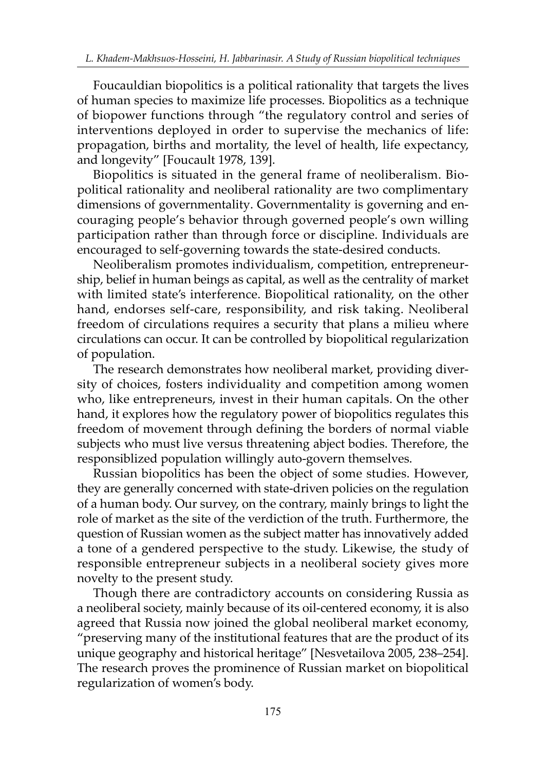Foucauldian biopolitics is a political rationality that targets the lives of human species to maximize life processes. Biopolitics as a technique of biopower functions through "the regulatory control and series of interventions deployed in order to supervise the mechanics of life: propagation, births and mortality, the level of health, life expectancy, and longevity" [Foucault 1978, 139].

Biopolitics is situated in the general frame of neoliberalism. Biopolitical rationality and neoliberal rationality are two complimentary dimensions of governmentality. Governmentality is governing and encouraging people's behavior through governed people's own willing participation rather than through force or discipline. Individuals are encouraged to self-governing towards the state-desired conducts.

Neoliberalism promotes individualism, competition, entrepreneurship, belief in human beings as capital, as well as the centrality of market with limited state's interference. Biopolitical rationality, on the other hand, endorses self-care, responsibility, and risk taking. Neoliberal freedom of circulations requires a security that plans a milieu where circulations can occur. It can be controlled by biopolitical regularization of population.

The research demonstrates how neoliberal market, providing diversity of choices, fosters individuality and competition among women who, like entrepreneurs, invest in their human capitals. On the other hand, it explores how the regulatory power of biopolitics regulates this freedom of movement through defining the borders of normal viable subjects who must live versus threatening abject bodies. Therefore, the responsiblized population willingly auto-govern themselves.

Russian biopolitics has been the object of some studies. However, they are generally concerned with state-driven policies on the regulation of a human body. Our survey, on the contrary, mainly brings to light the role of market as the site of the verdiction of the truth. Furthermore, the question of Russian women as the subject matter has innovatively added a tone of a gendered perspective to the study. Likewise, the study of responsible entrepreneur subjects in a neoliberal society gives more novelty to the present study.

Though there are contradictory accounts on considering Russia as a neoliberal society, mainly because of its oil-centered economy, it is also agreed that Russia now joined the global neoliberal market economy, "preserving many of the institutional features that are the product of its unique geography and historical heritage" [Nesvetailova 2005, 238–254]. The research proves the prominence of Russian market on biopolitical regularization of women's body.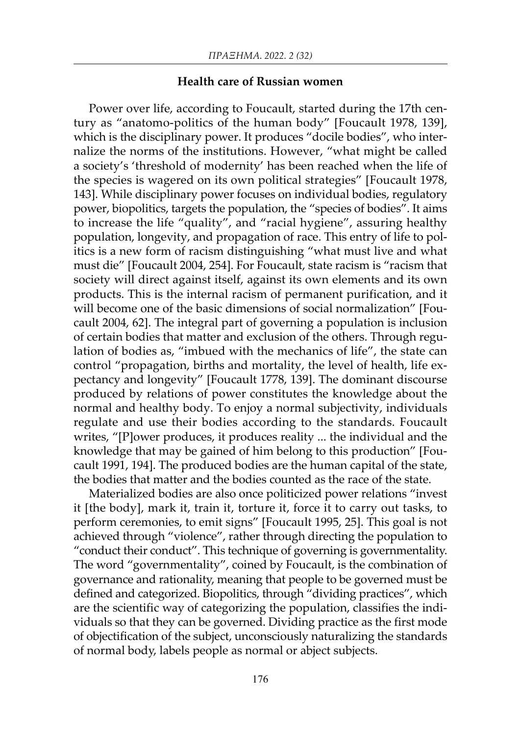### Health care of Russian women

Power over life, according to Foucault, started during the 17th century as "anatomo-politics of the human body" [Foucault 1978, 139], which is the disciplinary power. It produces "docile bodies", who internalize the norms of the institutions. However, "what might be called a society's 'threshold of modernity' has been reached when the life of the species is wagered on its own political strategies" [Foucault 1978, 143]. While disciplinary power focuses on individual bodies, regulatory power, biopolitics, targets the population, the "species of bodies". It aims to increase the life "quality", and "racial hygiene", assuring healthy population, longevity, and propagation of race. This entry of life to politics is a new form of racism distinguishing "what must live and what must die" [Foucault 2004, 254]. For Foucault, state racism is "racism that society will direct against itself, against its own elements and its own products. This is the internal racism of permanent purification, and it will become one of the basic dimensions of social normalization" [Foucault 2004, 62]. The integral part of governing a population is inclusion of certain bodies that matter and exclusion of the others. Through regulation of bodies as, "imbued with the mechanics of life", the state can control "propagation, births and mortality, the level of health, life expectancy and longevity" [Foucault 1778, 139]. The dominant discourse produced by relations of power constitutes the knowledge about the normal and healthy body. To enjoy a normal subjectivity, individuals regulate and use their bodies according to the standards. Foucault writes, "[P]ower produces, it produces reality ... the individual and the knowledge that may be gained of him belong to this production" [Foucault 1991, 194]. The produced bodies are the human capital of the state, the bodies that matter and the bodies counted as the race of the state.

Materialized bodies are also once politicized power relations "invest it [the body], mark it, train it, torture it, force it to carry out tasks, to perform ceremonies, to emit signs" [Foucault 1995, 25]. This goal is not achieved through "violence", rather through directing the population to "conduct their conduct". This technique of governing is governmentality. The word "governmentality", coined by Foucault, is the combination of governance and rationality, meaning that people to be governed must be defined and categorized. Biopolitics, through "dividing practices", which are the scientific way of categorizing the population, classifies the individuals so that they can be governed. Dividing practice as the first mode of objectification of the subject, unconsciously naturalizing the standards of normal body, labels people as normal or abject subjects.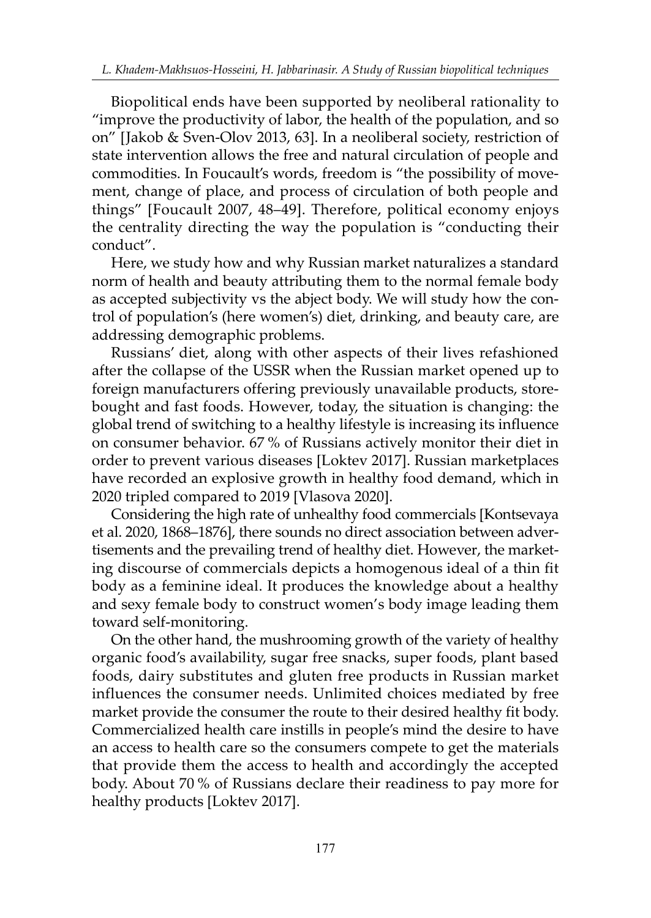Biopolitical ends have been supported by neoliberal rationality to "improve the productivity of labor, the health of the population, and so on" [Jakob & Sven-Olov 2013, 63]. In a neoliberal society, restriction of state intervention allows the free and natural circulation of people and commodities. In Foucault's words, freedom is "the possibility of movement, change of place, and process of circulation of both people and things" [Foucault 2007, 48–49]. Therefore, political economy enjoys the centrality directing the way the population is "conducting their conduct".

Here, we study how and why Russian market naturalizes a standard norm of health and beauty attributing them to the normal female body as accepted subjectivity vs the abject body. We will study how the control of population's (here women's) diet, drinking, and beauty care, are addressing demographic problems.

Russians' diet, along with other aspects of their lives refashioned after the collapse of the USSR when the Russian market opened up to foreign manufacturers offering previously unavailable products, store-bought and fast foods. However, today, the situation is changing: the global trend of switching to a healthy lifestyle is increasing its influence on consumer behavior. 67 % of Russians actively monitor their diet in order to prevent various diseases [Loktev 2017]. Russian marketplaces have recorded an explosive growth in healthy food demand, which in 2020 tripled compared to 2019 [Vlasova 2020].

Considering the high rate of unhealthy food commercials [Kontsevaya et al. 2020, 1868–1876], there sounds no direct association between advertisements and the prevailing trend of healthy diet. However, the marketing discourse of commercials depicts a homogenous ideal of a thin fit body as a feminine ideal. It produces the knowledge about a healthy and sexy female body to construct women's body image leading them toward self-monitoring.

On the other hand, the mushrooming growth of the variety of healthy organic food's availability, sugar free snacks, super foods, plant based foods, dairy substitutes and gluten free products in Russian market influences the consumer needs. Unlimited choices mediated by free market provide the consumer the route to their desired healthy fit body. Commercialized health care instills in people's mind the desire to have an access to health care so the consumers compete to get the materials that provide them the access to health and accordingly the accepted body. About 70 % of Russians declare their readiness to pay more for healthy products [Loktev 2017].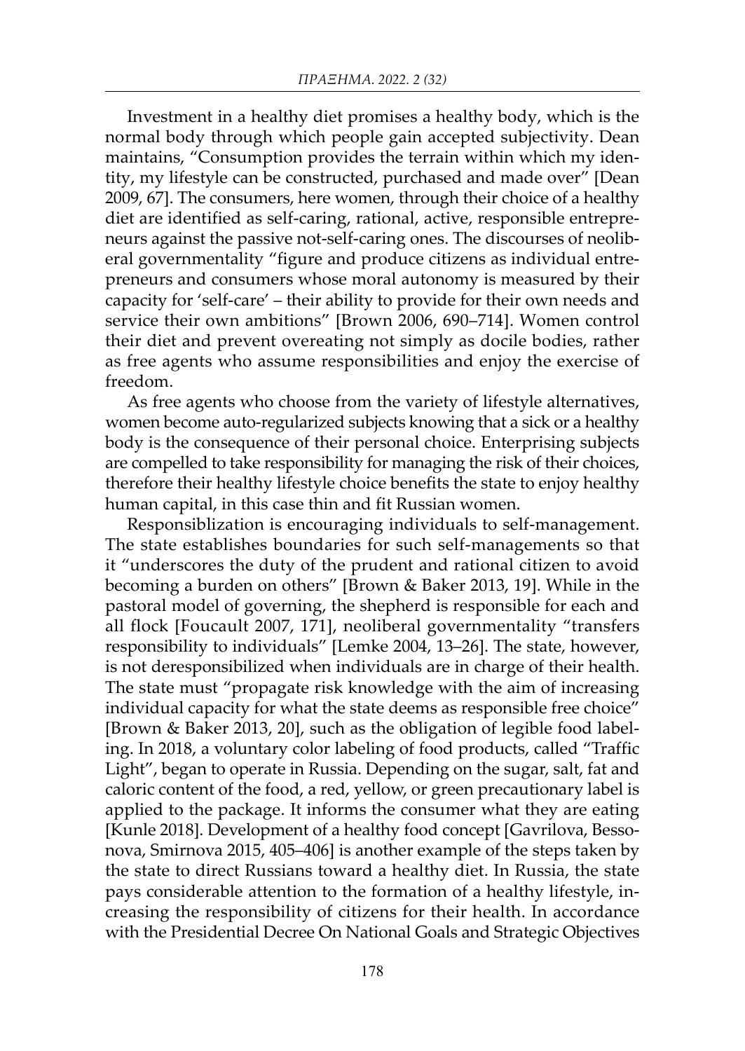Investment in a healthy diet promises a healthy body, which is the normal body through which people gain accepted subjectivity. Dean maintains, "Consumption provides the terrain within which my identity, my lifestyle can be constructed, purchased and made over" [Dean 2009, 67]. The consumers, here women, through their choice of a healthy diet are identified as self-caring, rational, active, responsible entrepreneurs against the passive not-self-caring ones. The discourses of neoliberal governmentality "figure and produce citizens as individual entrepreneurs and consumers whose moral autonomy is measured by their capacity for 'self-care' – their ability to provide for their own needs and service their own ambitions" [Brown 2006, 690–714]. Women control their diet and prevent overeating not simply as docile bodies, rather as free agents who assume responsibilities and enjoy the exercise of freedom.

As free agents who choose from the variety of lifestyle alternatives, women become auto-regularized subjects knowing that a sick or a healthy body is the consequence of their personal choice. Enterprising subjects are compelled to take responsibility for managing the risk of their choices, therefore their healthy lifestyle choice benefits the state to enjoy healthy human capital, in this case thin and fit Russian women.

Responsiblization is encouraging individuals to self-management. The state establishes boundaries for such self-managements so that it "underscores the duty of the prudent and rational citizen to avoid becoming a burden on others" [Brown & Baker 2013, 19]. While in the pastoral model of governing, the shepherd is responsible for each and all flock [Foucault 2007, 171], neoliberal governmentality "transfers responsibility to individuals" [Lemke 2004, 13–26]. The state, however, is not deresponsibilized when individuals are in charge of their health. The state must "propagate risk knowledge with the aim of increasing individual capacity for what the state deems as responsible free choice" [Brown & Baker 2013, 20], such as the obligation of legible food labeling. In 2018, a voluntary color labeling of food products, called "Traffic Light", began to operate in Russia. Depending on the sugar, salt, fat and caloric content of the food, a red, yellow, or green precautionary label is applied to the package. It informs the consumer what they are eating [Kunle 2018]. Development of a healthy food concept [Gavrilova, Bessonova, Smirnova 2015, 405–406] is another example of the steps taken by the state to direct Russians toward a healthy diet. In Russia, the state pays considerable attention to the formation of a healthy lifestyle, increasing the responsibility of citizens for their health. In accordance with the Presidential Decree On National Goals and Strategic Objectives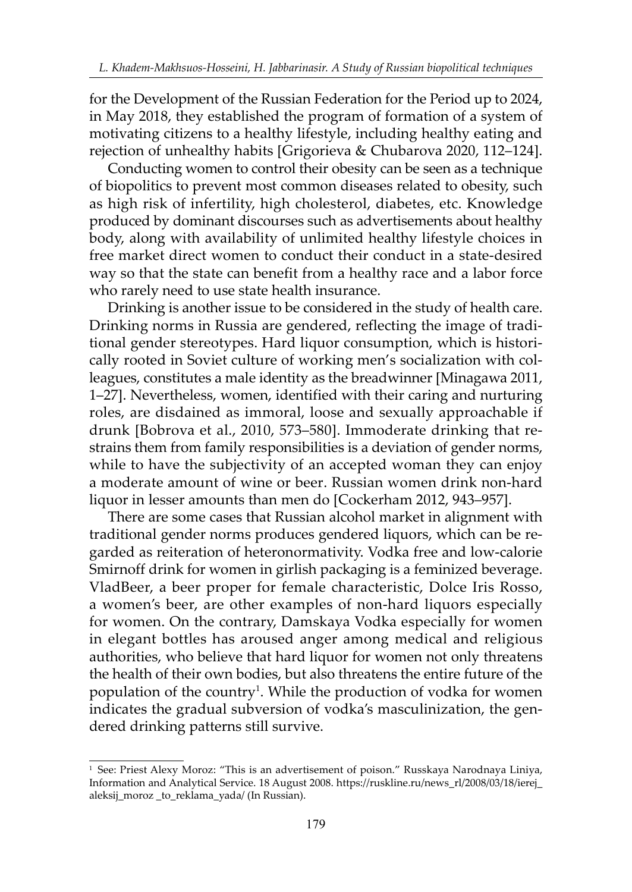for the Development of the Russian Federation for the Period up to 2024, in May 2018, they established the program of formation of a system of motivating citizens to a healthy lifestyle, including healthy eating and rejection of unhealthy habits [Grigorieva & Chubarova 2020, 112–124].

Conducting women to control their obesity can be seen as a technique of biopolitics to prevent most common diseases related to obesity, such as high risk of infertility, high cholesterol, diabetes, etc. Knowledge produced by dominant discourses such as advertisements about healthy body, along with availability of unlimited healthy lifestyle choices in free market direct women to conduct their conduct in a state-desired way so that the state can benefit from a healthy race and a labor force who rarely need to use state health insurance.

Drinking is another issue to be considered in the study of health care. Drinking norms in Russia are gendered, reflecting the image of traditional gender stereotypes. Hard liquor consumption, which is historically rooted in Soviet culture of working men's socialization with colleagues, constitutes a male identity as the breadwinner [Minagawa 2011, 1–27]. Nevertheless, women, identified with their caring and nurturing roles, are disdained as immoral, loose and sexually approachable if drunk [Bobrova et al., 2010, 573–580]. Immoderate drinking that restrains them from family responsibilities is a deviation of gender norms, while to have the subjectivity of an accepted woman they can enjoy a moderate amount of wine or beer. Russian women drink non-hard liquor in lesser amounts than men do [Cockerham 2012, 943–957].

There are some cases that Russian alcohol market in alignment with traditional gender norms produces gendered liquors, which can be regarded as reiteration of heteronormativity. Vodka free and low-calorie Smirnoff drink for women in girlish packaging is a feminized beverage. VladBeer, a beer proper for female characteristic, Dolce Iris Rosso, a women's beer, are other examples of non-hard liquors especially for women. On the contrary, Damskaya Vodka especially for women in elegant bottles has aroused anger among medical and religious authorities, who believe that hard liquor for women not only threatens the health of their own bodies, but also threatens the entire future of the population of the country[1]. While the production of vodka for women indicates the gradual subversion of vodka's masculinization, the gendered drinking patterns still survive.

---

[1] See: Priest Alexy Moroz: "This is an advertisement of poison." Russkaya Narodnaya Liniya, Information and Analytical Service. 18 August 2008. https://ruskline.ru/news_rl/2008/03/18/ierej_aleksij_moroz _to_reklama_yada/ (In Russian).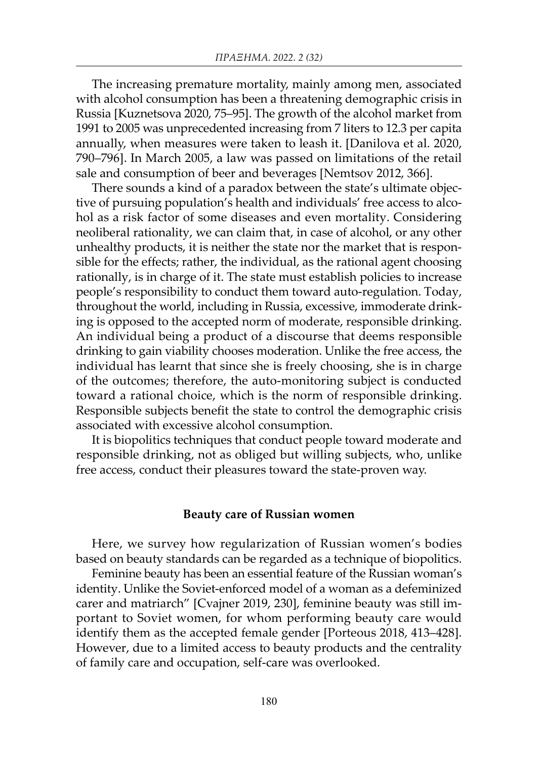The increasing premature mortality, mainly among men, associated with alcohol consumption has been a threatening demographic crisis in Russia [Kuznetsova 2020, 75–95]. The growth of the alcohol market from 1991 to 2005 was unprecedented increasing from 7 liters to 12.3 per capita annually, when measures were taken to leash it. [Danilova et al. 2020, 790–796]. In March 2005, a law was passed on limitations of the retail sale and consumption of beer and beverages [Nemtsov 2012, 366].

There sounds a kind of a paradox between the state's ultimate objective of pursuing population's health and individuals' free access to alcohol as a risk factor of some diseases and even mortality. Considering neoliberal rationality, we can claim that, in case of alcohol, or any other unhealthy products, it is neither the state nor the market that is responsible for the effects; rather, the individual, as the rational agent choosing rationally, is in charge of it. The state must establish policies to increase people's responsibility to conduct them toward auto-regulation. Today, throughout the world, including in Russia, excessive, immoderate drinking is opposed to the accepted norm of moderate, responsible drinking. An individual being a product of a discourse that deems responsible drinking to gain viability chooses moderation. Unlike the free access, the individual has learnt that since she is freely choosing, she is in charge of the outcomes; therefore, the auto-monitoring subject is conducted toward a rational choice, which is the norm of responsible drinking. Responsible subjects benefit the state to control the demographic crisis associated with excessive alcohol consumption.

It is biopolitics techniques that conduct people toward moderate and responsible drinking, not as obliged but willing subjects, who, unlike free access, conduct their pleasures toward the state-proven way.

## Beauty care of Russian women

Here, we survey how regularization of Russian women's bodies based on beauty standards can be regarded as a technique of biopolitics.

Feminine beauty has been an essential feature of the Russian woman's identity. Unlike the Soviet-enforced model of a woman as a defeminized carer and matriarch" [Cvajner 2019, 230], feminine beauty was still important to Soviet women, for whom performing beauty care would identify them as the accepted female gender [Porteous 2018, 413–428]. However, due to a limited access to beauty products and the centrality of family care and occupation, self-care was overlooked.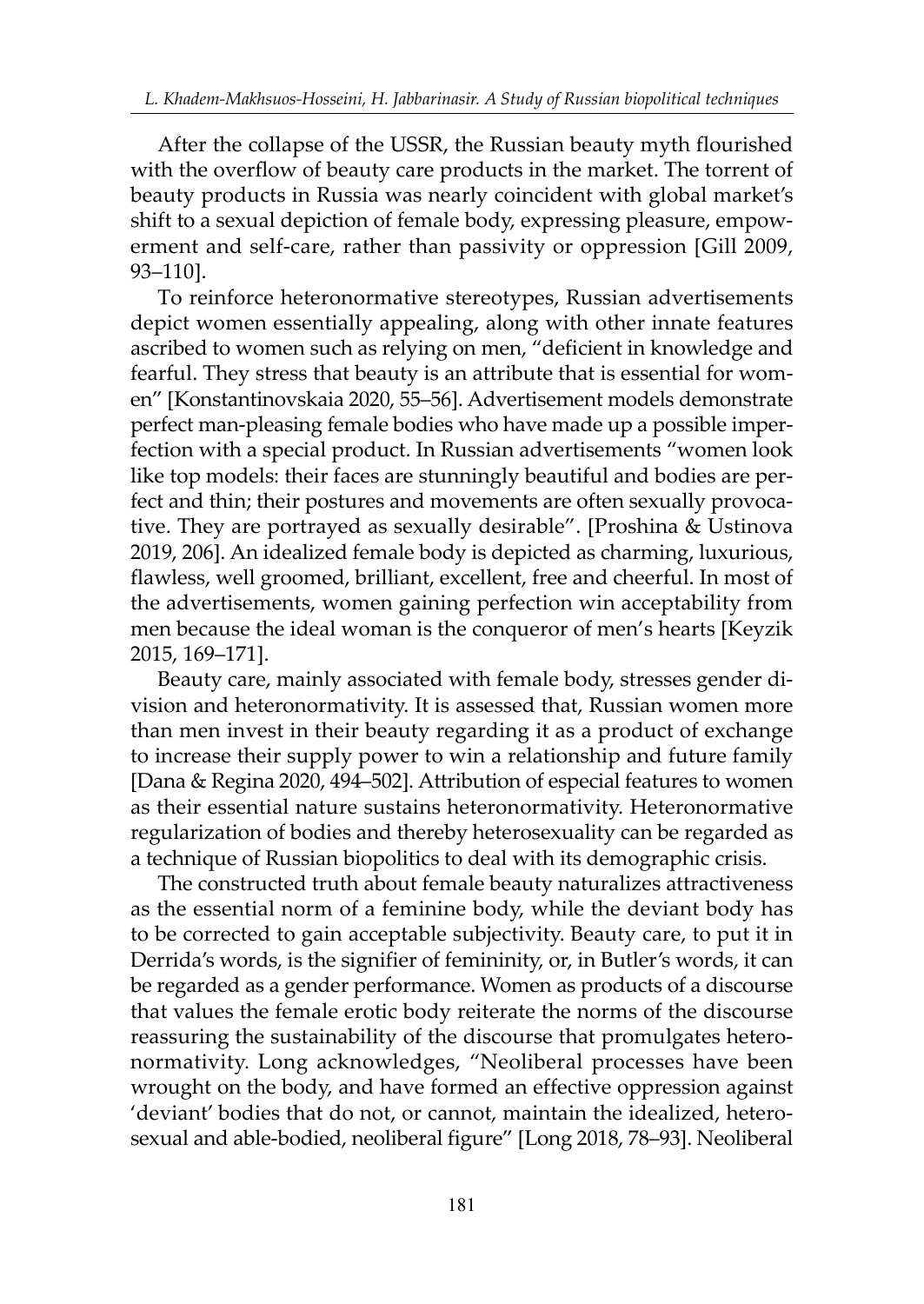After the collapse of the USSR, the Russian beauty myth flourished with the overflow of beauty care products in the market. The torrent of beauty products in Russia was nearly coincident with global market's shift to a sexual depiction of female body, expressing pleasure, empowerment and self-care, rather than passivity or oppression [Gill 2009, 93–110].

To reinforce heteronormative stereotypes, Russian advertisements depict women essentially appealing, along with other innate features ascribed to women such as relying on men, "deficient in knowledge and fearful. They stress that beauty is an attribute that is essential for women" [Konstantinovskaia 2020, 55–56]. Advertisement models demonstrate perfect man-pleasing female bodies who have made up a possible imperfection with a special product. In Russian advertisements "women look like top models: their faces are stunningly beautiful and bodies are perfect and thin; their postures and movements are often sexually provocative. They are portrayed as sexually desirable". [Proshina & Ustinova 2019, 206]. An idealized female body is depicted as charming, luxurious, flawless, well groomed, brilliant, excellent, free and cheerful. In most of the advertisements, women gaining perfection win acceptability from men because the ideal woman is the conqueror of men's hearts [Keyzik 2015, 169–171].

Beauty care, mainly associated with female body, stresses gender division and heteronormativity. It is assessed that, Russian women more than men invest in their beauty regarding it as a product of exchange to increase their supply power to win a relationship and future family [Dana & Regina 2020, 494–502]. Attribution of especial features to women as their essential nature sustains heteronormativity. Heteronormative regularization of bodies and thereby heterosexuality can be regarded as a technique of Russian biopolitics to deal with its demographic crisis.

The constructed truth about female beauty naturalizes attractiveness as the essential norm of a feminine body, while the deviant body has to be corrected to gain acceptable subjectivity. Beauty care, to put it in Derrida's words, is the signifier of femininity, or, in Butler's words, it can be regarded as a gender performance. Women as products of a discourse that values the female erotic body reiterate the norms of the discourse reassuring the sustainability of the discourse that promulgates heteronormativity. Long acknowledges, "Neoliberal processes have been wrought on the body, and have formed an effective oppression against 'deviant' bodies that do not, or cannot, maintain the idealized, heterosexual and able-bodied, neoliberal figure" [Long 2018, 78–93]. Neoliberal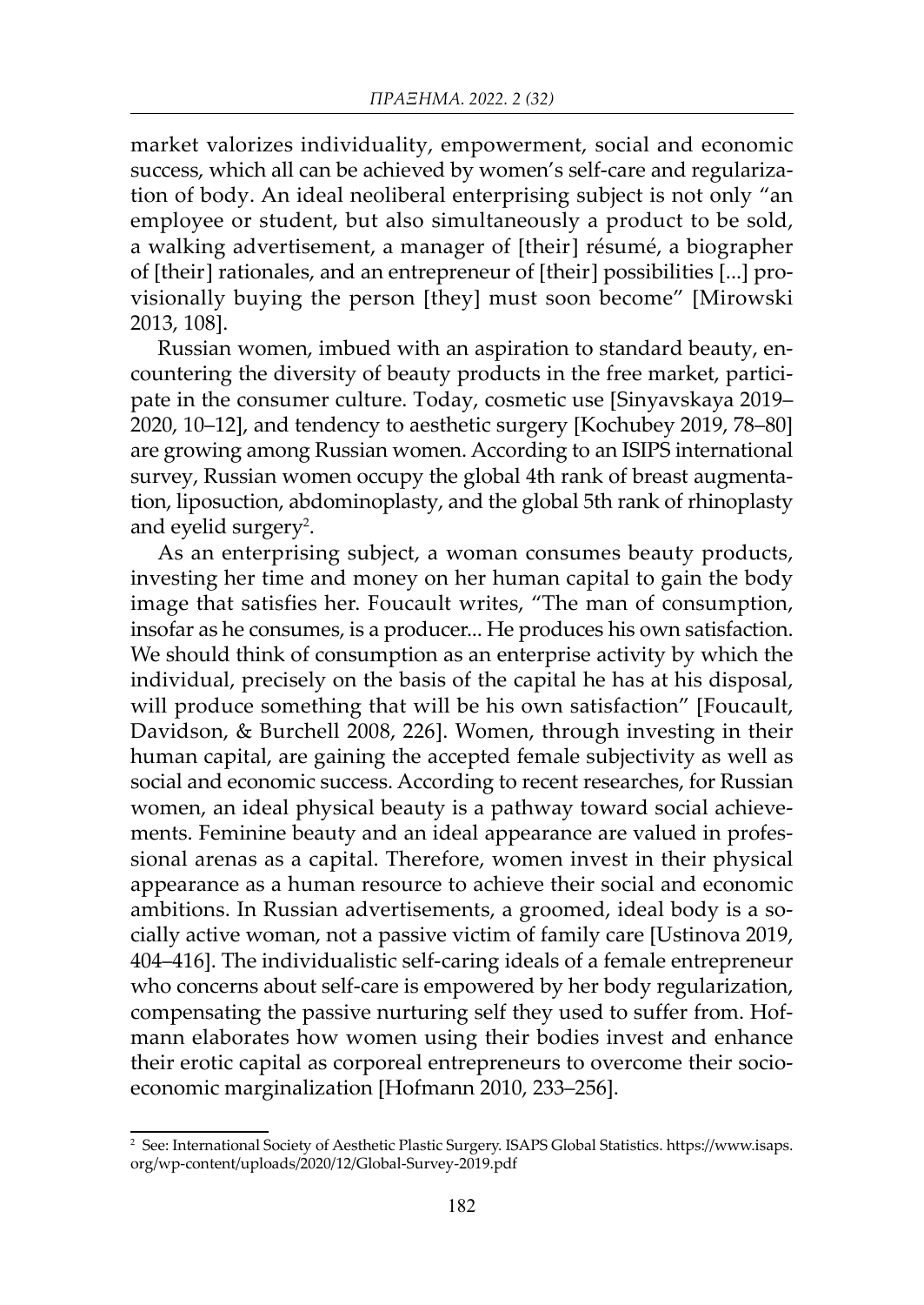market valorizes individuality, empowerment, social and economic success, which all can be achieved by women's self-care and regularization of body. An ideal neoliberal enterprising subject is not only "an employee or student, but also simultaneously a product to be sold, a walking advertisement, a manager of [their] résumé, a biographer of [their] rationales, and an entrepreneur of [their] possibilities [...] provisionally buying the person [they] must soon become" [Mirowski 2013, 108].

Russian women, imbued with an aspiration to standard beauty, encountering the diversity of beauty products in the free market, participate in the consumer culture. Today, cosmetic use [Sinyavskaya 2019–2020, 10–12], and tendency to aesthetic surgery [Kochubey 2019, 78–80] are growing among Russian women. According to an ISIPS international survey, Russian women occupy the global 4th rank of breast augmentation, liposuction, abdominoplasty, and the global 5th rank of rhinoplasty and eyelid surgery[2].

As an enterprising subject, a woman consumes beauty products, investing her time and money on her human capital to gain the body image that satisfies her. Foucault writes, "The man of consumption, insofar as he consumes, is a producer... He produces his own satisfaction. We should think of consumption as an enterprise activity by which the individual, precisely on the basis of the capital he has at his disposal, will produce something that will be his own satisfaction" [Foucault, Davidson, & Burchell 2008, 226]. Women, through investing in their human capital, are gaining the accepted female subjectivity as well as social and economic success. According to recent researches, for Russian women, an ideal physical beauty is a pathway toward social achievements. Feminine beauty and an ideal appearance are valued in professional arenas as a capital. Therefore, women invest in their physical appearance as a human resource to achieve their social and economic ambitions. In Russian advertisements, a groomed, ideal body is a socially active woman, not a passive victim of family care [Ustinova 2019, 404–416]. The individualistic self-caring ideals of a female entrepreneur who concerns about self-care is empowered by her body regularization, compensating the passive nurturing self they used to suffer from. Hofmann elaborates how women using their bodies invest and enhance their erotic capital as corporeal entrepreneurs to overcome their socioeconomic marginalization [Hofmann 2010, 233–256].

---

[2] See: International Society of Aesthetic Plastic Surgery. ISAPS Global Statistics. https://www.isaps.org/wp-content/uploads/2020/12/Global-Survey-2019.pdf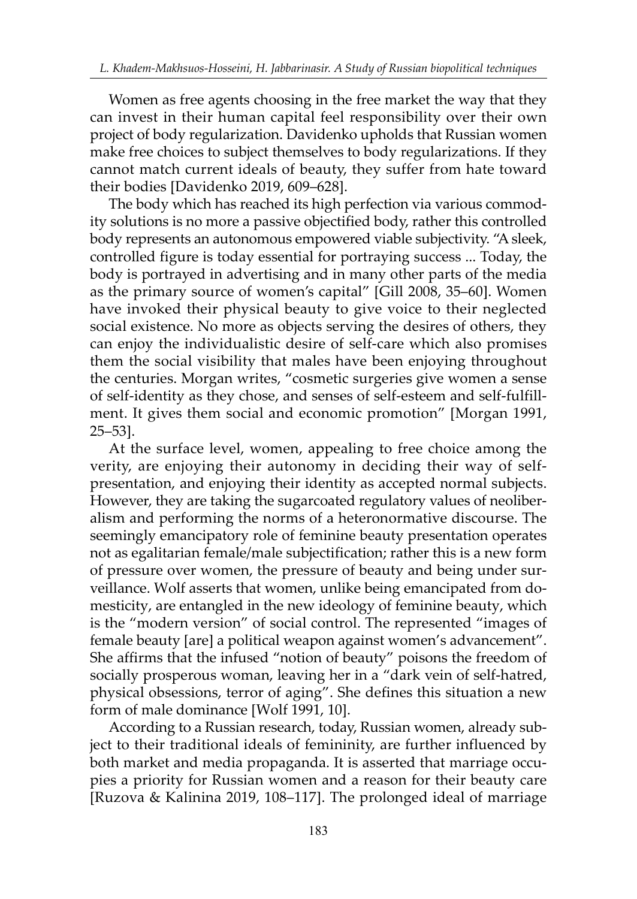Women as free agents choosing in the free market the way that they can invest in their human capital feel responsibility over their own project of body regularization. Davidenko upholds that Russian women make free choices to subject themselves to body regularizations. If they cannot match current ideals of beauty, they suffer from hate toward their bodies [Davidenko 2019, 609–628].

The body which has reached its high perfection via various commodity solutions is no more a passive objectified body, rather this controlled body represents an autonomous empowered viable subjectivity. "A sleek, controlled figure is today essential for portraying success ... Today, the body is portrayed in advertising and in many other parts of the media as the primary source of women's capital" [Gill 2008, 35–60]. Women have invoked their physical beauty to give voice to their neglected social existence. No more as objects serving the desires of others, they can enjoy the individualistic desire of self-care which also promises them the social visibility that males have been enjoying throughout the centuries. Morgan writes, "cosmetic surgeries give women a sense of self-identity as they chose, and senses of self-esteem and self-fulfillment. It gives them social and economic promotion" [Morgan 1991, 25–53].

At the surface level, women, appealing to free choice among the verity, are enjoying their autonomy in deciding their way of self-presentation, and enjoying their identity as accepted normal subjects. However, they are taking the sugarcoated regulatory values of neoliberalism and performing the norms of a heteronormative discourse. The seemingly emancipatory role of feminine beauty presentation operates not as egalitarian female/male subjectification; rather this is a new form of pressure over women, the pressure of beauty and being under surveillance. Wolf asserts that women, unlike being emancipated from domesticity, are entangled in the new ideology of feminine beauty, which is the "modern version" of social control. The represented "images of female beauty [are] a political weapon against women's advancement". She affirms that the infused "notion of beauty" poisons the freedom of socially prosperous woman, leaving her in a "dark vein of self-hatred, physical obsessions, terror of aging". She defines this situation a new form of male dominance [Wolf 1991, 10].

According to a Russian research, today, Russian women, already subject to their traditional ideals of femininity, are further influenced by both market and media propaganda. It is asserted that marriage occupies a priority for Russian women and a reason for their beauty care [Ruzova & Kalinina 2019, 108–117]. The prolonged ideal of marriage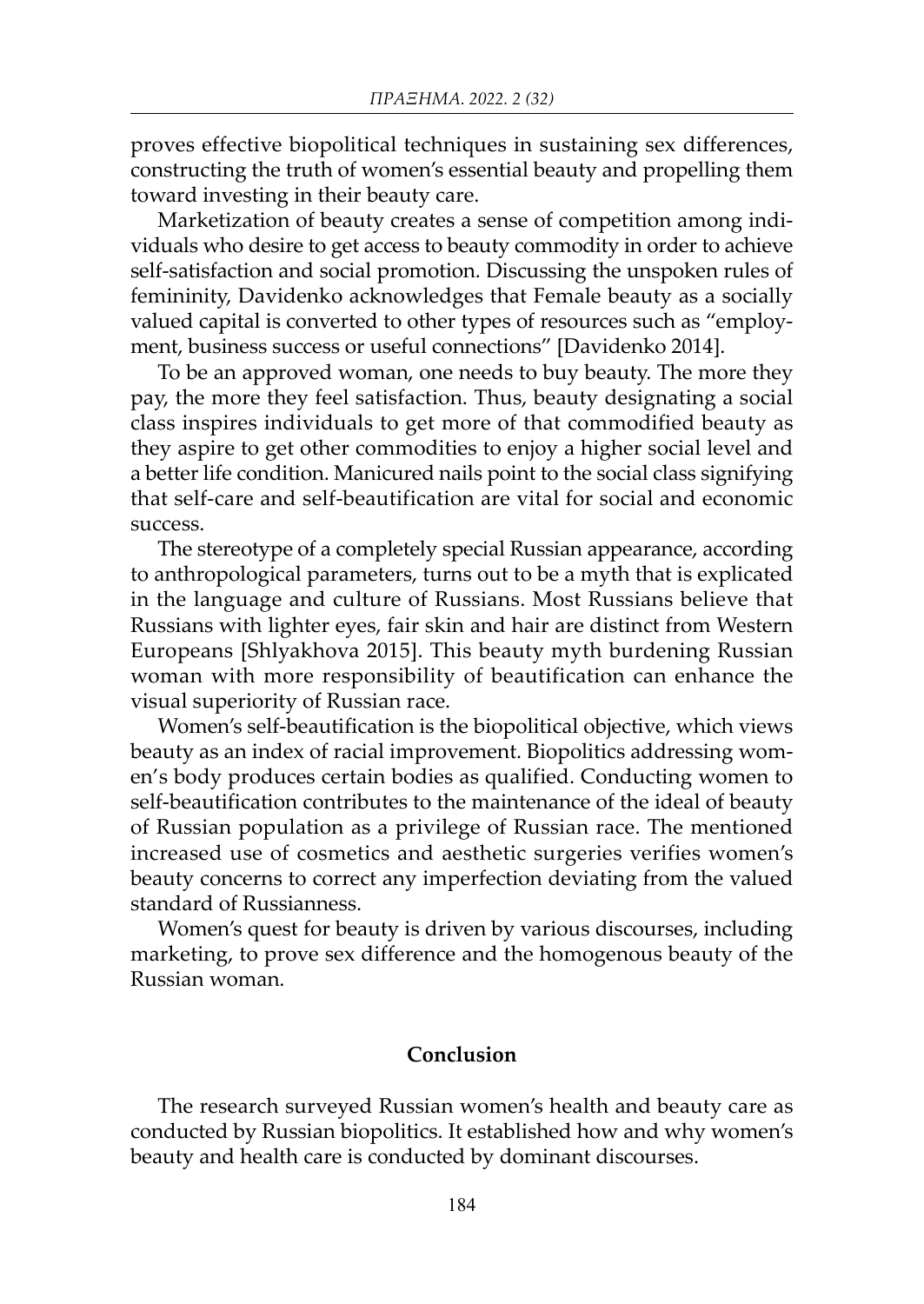proves effective biopolitical techniques in sustaining sex differences, constructing the truth of women's essential beauty and propelling them toward investing in their beauty care.

Marketization of beauty creates a sense of competition among individuals who desire to get access to beauty commodity in order to achieve self-satisfaction and social promotion. Discussing the unspoken rules of femininity, Davidenko acknowledges that Female beauty as a socially valued capital is converted to other types of resources such as "employment, business success or useful connections" [Davidenko 2014].

To be an approved woman, one needs to buy beauty. The more they pay, the more they feel satisfaction. Thus, beauty designating a social class inspires individuals to get more of that commodified beauty as they aspire to get other commodities to enjoy a higher social level and a better life condition. Manicured nails point to the social class signifying that self-care and self-beautification are vital for social and economic success.

The stereotype of a completely special Russian appearance, according to anthropological parameters, turns out to be a myth that is explicated in the language and culture of Russians. Most Russians believe that Russians with lighter eyes, fair skin and hair are distinct from Western Europeans [Shlyakhova 2015]. This beauty myth burdening Russian woman with more responsibility of beautification can enhance the visual superiority of Russian race.

Women's self-beautification is the biopolitical objective, which views beauty as an index of racial improvement. Biopolitics addressing women's body produces certain bodies as qualified. Conducting women to self-beautification contributes to the maintenance of the ideal of beauty of Russian population as a privilege of Russian race. The mentioned increased use of cosmetics and aesthetic surgeries verifies women's beauty concerns to correct any imperfection deviating from the valued standard of Russianness.

Women's quest for beauty is driven by various discourses, including marketing, to prove sex difference and the homogenous beauty of the Russian woman.

## Conclusion

The research surveyed Russian women's health and beauty care as conducted by Russian biopolitics. It established how and why women's beauty and health care is conducted by dominant discourses.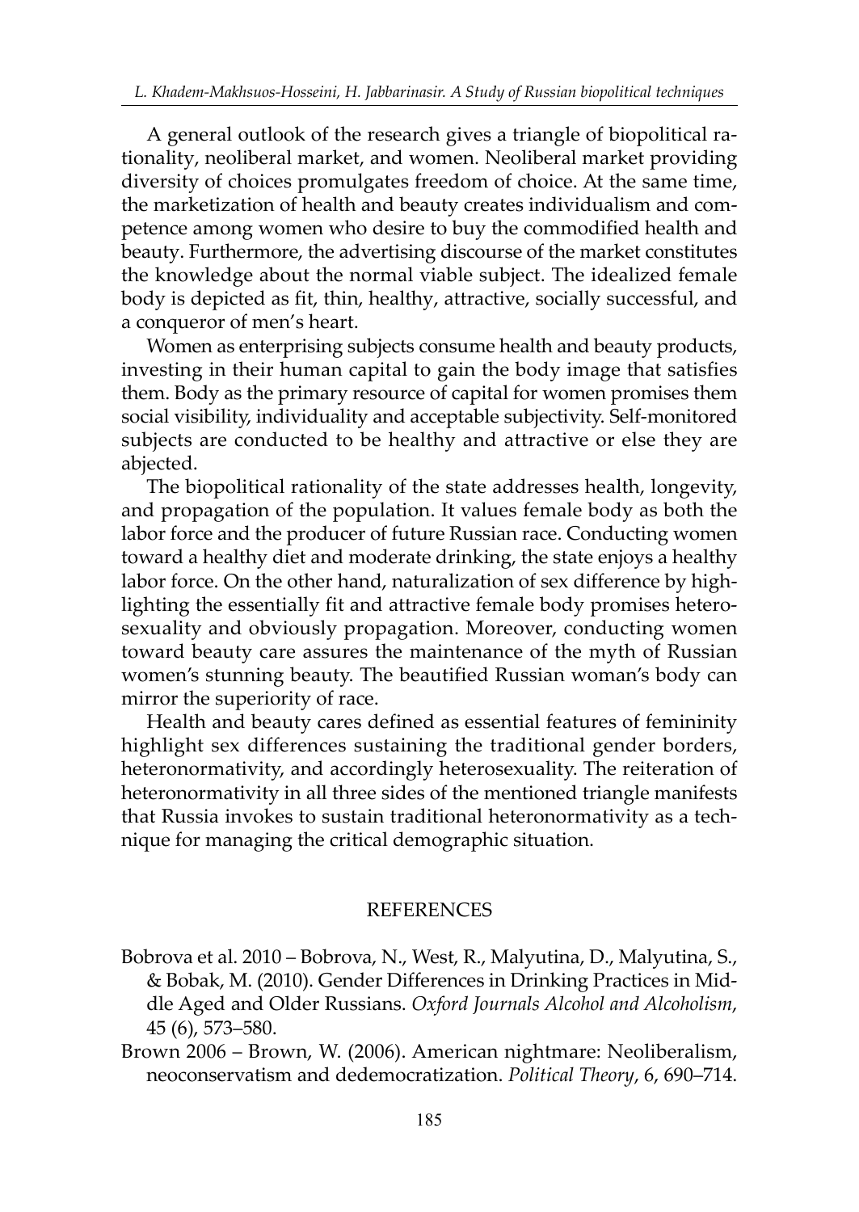A general outlook of the research gives a triangle of biopolitical rationality, neoliberal market, and women. Neoliberal market providing diversity of choices promulgates freedom of choice. At the same time, the marketization of health and beauty creates individualism and competence among women who desire to buy the commodified health and beauty. Furthermore, the advertising discourse of the market constitutes the knowledge about the normal viable subject. The idealized female body is depicted as fit, thin, healthy, attractive, socially successful, and a conqueror of men's heart.

Women as enterprising subjects consume health and beauty products, investing in their human capital to gain the body image that satisfies them. Body as the primary resource of capital for women promises them social visibility, individuality and acceptable subjectivity. Self-monitored subjects are conducted to be healthy and attractive or else they are abjected.

The biopolitical rationality of the state addresses health, longevity, and propagation of the population. It values female body as both the labor force and the producer of future Russian race. Conducting women toward a healthy diet and moderate drinking, the state enjoys a healthy labor force. On the other hand, naturalization of sex difference by highlighting the essentially fit and attractive female body promises heterosexuality and obviously propagation. Moreover, conducting women toward beauty care assures the maintenance of the myth of Russian women's stunning beauty. The beautified Russian woman's body can mirror the superiority of race.

Health and beauty cares defined as essential features of femininity highlight sex differences sustaining the traditional gender borders, heteronormativity, and accordingly heterosexuality. The reiteration of heteronormativity in all three sides of the mentioned triangle manifests that Russia invokes to sustain traditional heteronormativity as a technique for managing the critical demographic situation.

## REFERENCES

Bobrova et al. 2010 – Bobrova, N., West, R., Malyutina, D., Malyutina, S., & Bobak, M. (2010). Gender Differences in Drinking Practices in Middle Aged and Older Russians. *Oxford Journals Alcohol and Alcoholism*, 45 (6), 573–580.

Brown 2006 – Brown, W. (2006). American nightmare: Neoliberalism, neoconservatism and dedemocratization. *Political Theory*, 6, 690–714.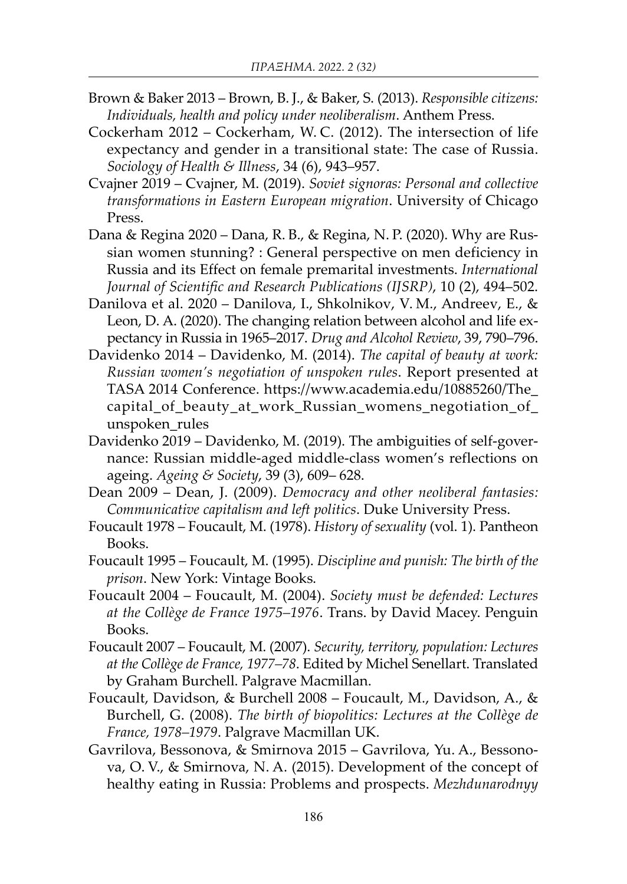Brown & Baker 2013 – Brown, B. J., & Baker, S. (2013). *Responsible citizens: Individuals, health and policy under neoliberalism*. Anthem Press.

Cockerham 2012 – Cockerham, W. C. (2012). The intersection of life expectancy and gender in a transitional state: The case of Russia. *Sociology of Health & Illness*, 34 (6), 943–957.

Cvajner 2019 – Cvajner, M. (2019). *Soviet signoras: Personal and collective transformations in Eastern European migration*. University of Chicago Press.

Dana & Regina 2020 – Dana, R. B., & Regina, N. P. (2020). Why are Russian women stunning? : General perspective on men deficiency in Russia and its Effect on female premarital investments. *International Journal of Scientific and Research Publications (IJSRP)*, 10 (2), 494–502.

Danilova et al. 2020 – Danilova, I., Shkolnikov, V. M., Andreev, E., & Leon, D. A. (2020). The changing relation between alcohol and life expectancy in Russia in 1965–2017. *Drug and Alcohol Review*, 39, 790–796.

Davidenko 2014 – Davidenko, M. (2014). *The capital of beauty at work: Russian women's negotiation of unspoken rules*. Report presented at TASA 2014 Conference. https://www.academia.edu/10885260/The_capital_of_beauty_at_work_Russian_womens_negotiation_of_unspoken_rules

Davidenko 2019 – Davidenko, M. (2019). The ambiguities of self-governance: Russian middle-aged middle-class women's reflections on ageing. *Ageing & Society*, 39 (3), 609– 628.

Dean 2009 – Dean, J. (2009). *Democracy and other neoliberal fantasies: Communicative capitalism and left politics*. Duke University Press.

Foucault 1978 – Foucault, M. (1978). *History of sexuality* (vol. 1). Pantheon Books.

Foucault 1995 – Foucault, M. (1995). *Discipline and punish: The birth of the prison*. New York: Vintage Books.

Foucault 2004 – Foucault, M. (2004). *Society must be defended: Lectures at the Collège de France 1975–1976*. Trans. by David Macey. Penguin Books.

Foucault 2007 – Foucault, M. (2007). *Security, territory, population: Lectures at the Collège de France, 1977–78*. Edited by Michel Senellart. Translated by Graham Burchell. Palgrave Macmillan.

Foucault, Davidson, & Burchell 2008 – Foucault, M., Davidson, A., & Burchell, G. (2008). *The birth of biopolitics: Lectures at the Collège de France, 1978–1979*. Palgrave Macmillan UK.

Gavrilova, Bessonova, & Smirnova 2015 – Gavrilova, Yu. A., Bessonova, O. V., & Smirnova, N. A. (2015). Development of the concept of healthy eating in Russia: Problems and prospects. *Mezhdunarodnyy*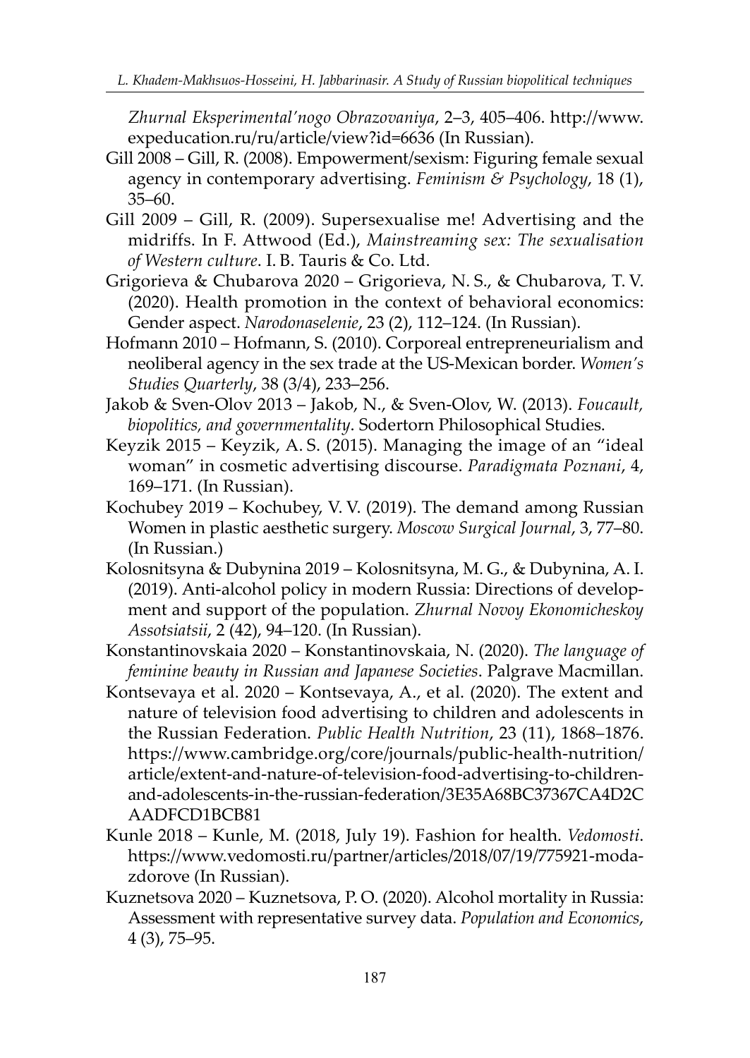*Zhurnal Eksperimental'nogo Obrazovaniya*, 2–3, 405–406. http://www.expeducation.ru/ru/article/view?id=6636 (In Russian).

Gill 2008 – Gill, R. (2008). Empowerment/sexism: Figuring female sexual agency in contemporary advertising. *Feminism & Psychology*, 18 (1), 35–60.

Gill 2009 – Gill, R. (2009). Supersexualise me! Advertising and the midriffs. In F. Attwood (Ed.), *Mainstreaming sex: The sexualisation of Western culture*. I. B. Tauris & Co. Ltd.

Grigorieva & Chubarova 2020 – Grigorieva, N. S., & Chubarova, T. V. (2020). Health promotion in the context of behavioral economics: Gender aspect. *Narodonaselenie*, 23 (2), 112–124. (In Russian).

Hofmann 2010 – Hofmann, S. (2010). Corporeal entrepreneurialism and neoliberal agency in the sex trade at the US-Mexican border. *Women's Studies Quarterly*, 38 (3/4), 233–256.

Jakob & Sven-Olov 2013 – Jakob, N., & Sven-Olov, W. (2013). *Foucault, biopolitics, and governmentality*. Sodertorn Philosophical Studies.

Keyzik 2015 – Keyzik, A. S. (2015). Managing the image of an "ideal woman" in cosmetic advertising discourse. *Paradigmata Poznani*, 4, 169–171. (In Russian).

Kochubey 2019 – Kochubey, V. V. (2019). The demand among Russian Women in plastic aesthetic surgery. *Moscow Surgical Journal*, 3, 77–80. (In Russian.)

Kolosnitsyna & Dubynina 2019 – Kolosnitsyna, M. G., & Dubynina, A. I. (2019). Anti-alcohol policy in modern Russia: Directions of development and support of the population. *Zhurnal Novoy Ekonomicheskoy Assotsiatsii*, 2 (42), 94–120. (In Russian).

Konstantinovskaia 2020 – Konstantinovskaia, N. (2020). *The language of feminine beauty in Russian and Japanese Societies*. Palgrave Macmillan.

Kontsevaya et al. 2020 – Kontsevaya, A., et al. (2020). The extent and nature of television food advertising to children and adolescents in the Russian Federation. *Public Health Nutrition*, 23 (11), 1868–1876. https://www.cambridge.org/core/journals/public-health-nutrition/article/extent-and-nature-of-television-food-advertising-to-children-and-adolescents-in-the-russian-federation/3E35A68BC37367CA4D2CAADFCD1BCB81

Kunle 2018 – Kunle, M. (2018, July 19). Fashion for health. *Vedomosti*. https://www.vedomosti.ru/partner/articles/2018/07/19/775921-moda-zdorove (In Russian).

Kuznetsova 2020 – Kuznetsova, P. O. (2020). Alcohol mortality in Russia: Assessment with representative survey data. *Population and Economics*, 4 (3), 75–95.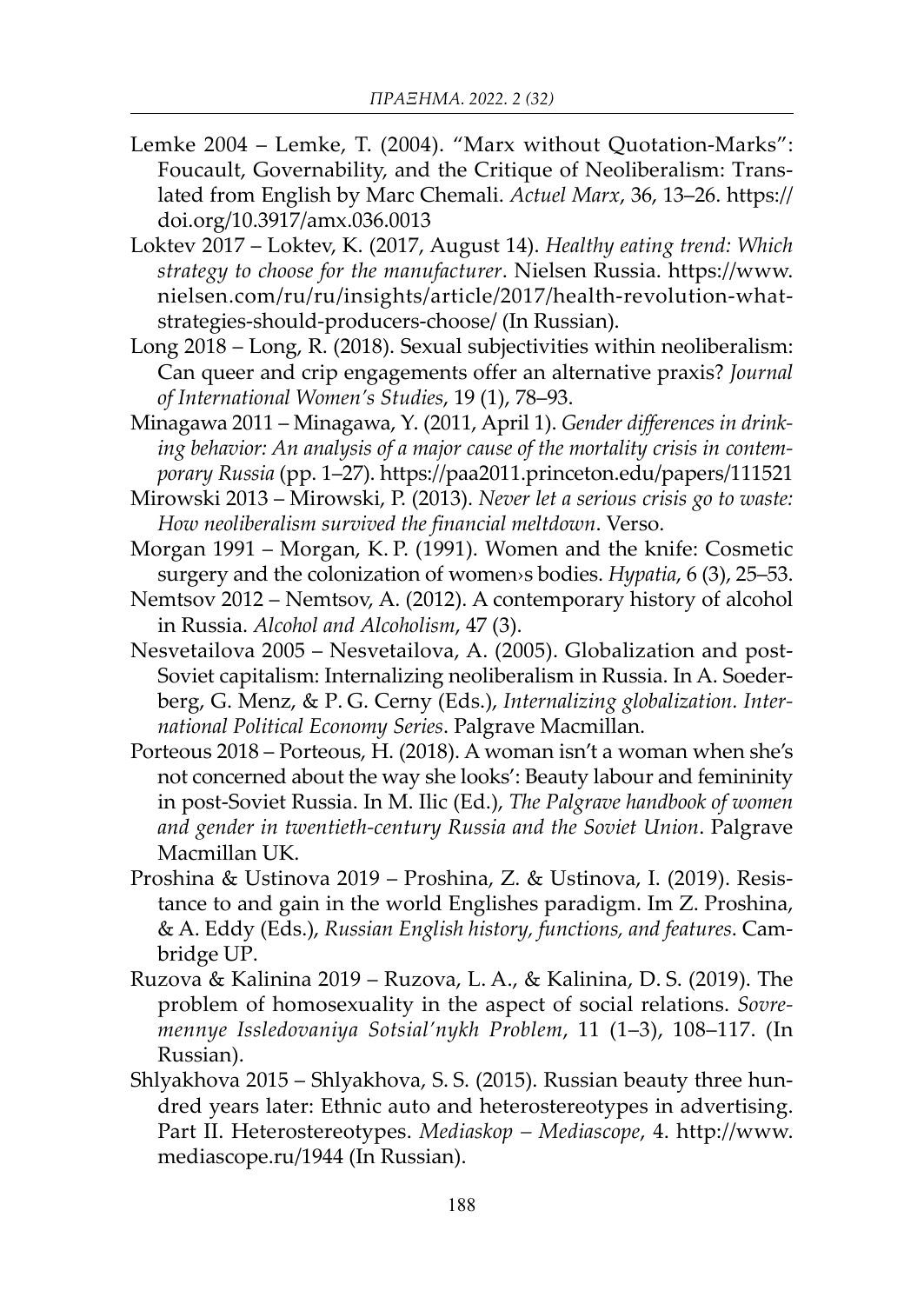Lemke 2004 – Lemke, T. (2004). "Marx without Quotation-Marks": Foucault, Governability, and the Critique of Neoliberalism: Translated from English by Marc Chemali. *Actuel Marx*, 36, 13–26. https://doi.org/10.3917/amx.036.0013

Loktev 2017 – Loktev, K. (2017, August 14). *Healthy eating trend: Which strategy to choose for the manufacturer*. Nielsen Russia. https://www.nielsen.com/ru/ru/insights/article/2017/health-revolution-what-strategies-should-producers-choose/ (In Russian).

Long 2018 – Long, R. (2018). Sexual subjectivities within neoliberalism: Can queer and crip engagements offer an alternative praxis? *Journal of International Women's Studies*, 19 (1), 78–93.

Minagawa 2011 – Minagawa, Y. (2011, April 1). *Gender differences in drinking behavior: An analysis of a major cause of the mortality crisis in contemporary Russia* (pp. 1–27). https://paa2011.princeton.edu/papers/111521

Mirowski 2013 – Mirowski, P. (2013). *Never let a serious crisis go to waste: How neoliberalism survived the financial meltdown*. Verso.

Morgan 1991 – Morgan, K. P. (1991). Women and the knife: Cosmetic surgery and the colonization of women›s bodies. *Hypatia*, 6 (3), 25–53.

Nemtsov 2012 – Nemtsov, A. (2012). A contemporary history of alcohol in Russia. *Alcohol and Alcoholism*, 47 (3).

Nesvetailova 2005 – Nesvetailova, A. (2005). Globalization and post-Soviet capitalism: Internalizing neoliberalism in Russia. In A. Soederberg, G. Menz, & P. G. Cerny (Eds.), *Internalizing globalization. International Political Economy Series*. Palgrave Macmillan.

Porteous 2018 – Porteous, H. (2018). A woman isn't a woman when she's not concerned about the way she looks': Beauty labour and femininity in post-Soviet Russia. In M. Ilic (Ed.), *The Palgrave handbook of women and gender in twentieth-century Russia and the Soviet Union*. Palgrave Macmillan UK.

Proshina & Ustinova 2019 – Proshina, Z. & Ustinova, I. (2019). Resistance to and gain in the world Englishes paradigm. Im Z. Proshina, & A. Eddy (Eds.), *Russian English history, functions, and features*. Cambridge UP.

Ruzova & Kalinina 2019 – Ruzova, L. A., & Kalinina, D. S. (2019). The problem of homosexuality in the aspect of social relations. *Sovremennye Issledovaniya Sotsial'nykh Problem*, 11 (1–3), 108–117. (In Russian).

Shlyakhova 2015 – Shlyakhova, S. S. (2015). Russian beauty three hundred years later: Ethnic auto and heterostereotypes in advertising. Part II. Heterostereotypes. *Mediaskop – Mediascope*, 4. http://www.mediascope.ru/1944 (In Russian).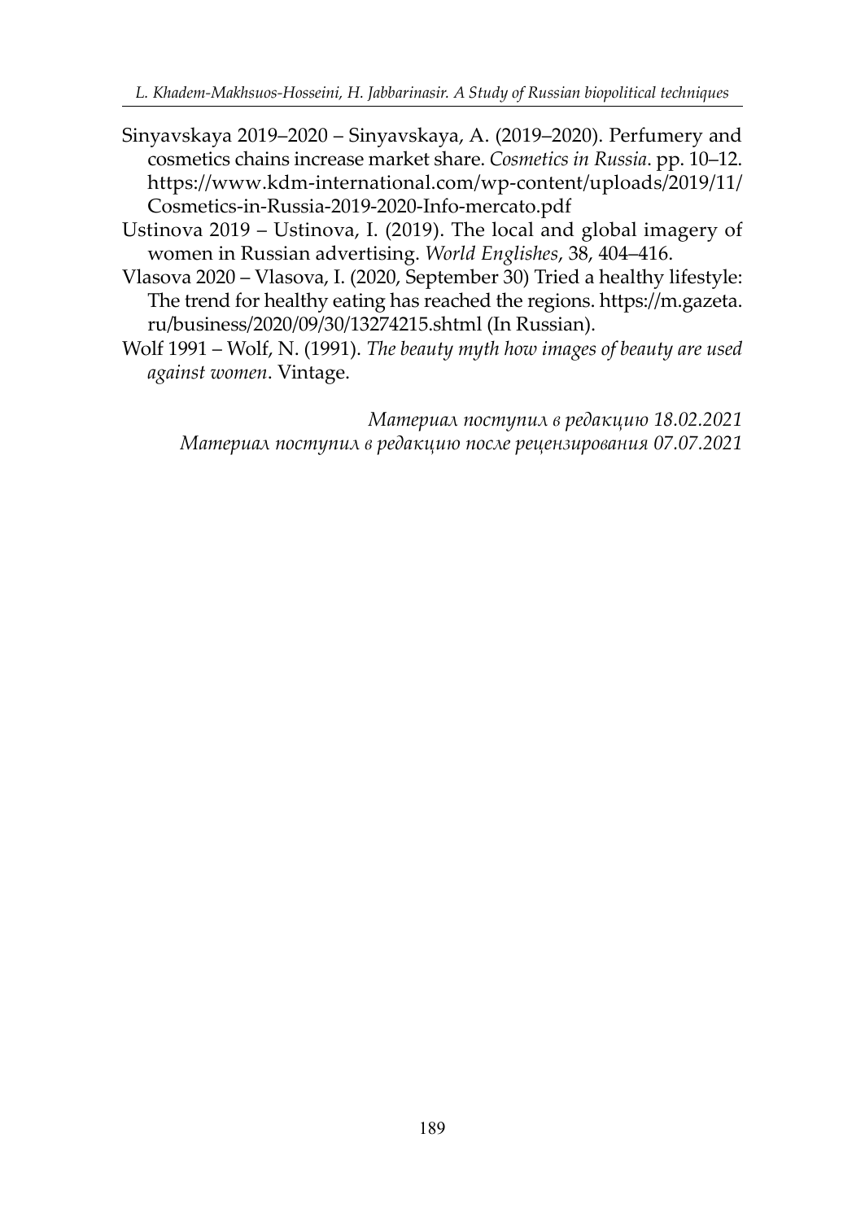Sinyavskaya 2019–2020 – Sinyavskaya, A. (2019–2020). Perfumery and cosmetics chains increase market share. *Cosmetics in Russia*. pp. 10–12. https://www.kdm-international.com/wp-content/uploads/2019/11/Cosmetics-in-Russia-2019-2020-Info-mercato.pdf

Ustinova 2019 – Ustinova, I. (2019). The local and global imagery of women in Russian advertising. *World Englishes*, 38, 404–416.

Vlasova 2020 – Vlasova, I. (2020, September 30) Tried a healthy lifestyle: The trend for healthy eating has reached the regions. https://m.gazeta.ru/business/2020/09/30/13274215.shtml (In Russian).

Wolf 1991 – Wolf, N. (1991). *The beauty myth how images of beauty are used against women*. Vintage.

*Материал поступил в редакцию 18.02.2021*
*Материал поступил в редакцию после рецензирования 07.07.2021*